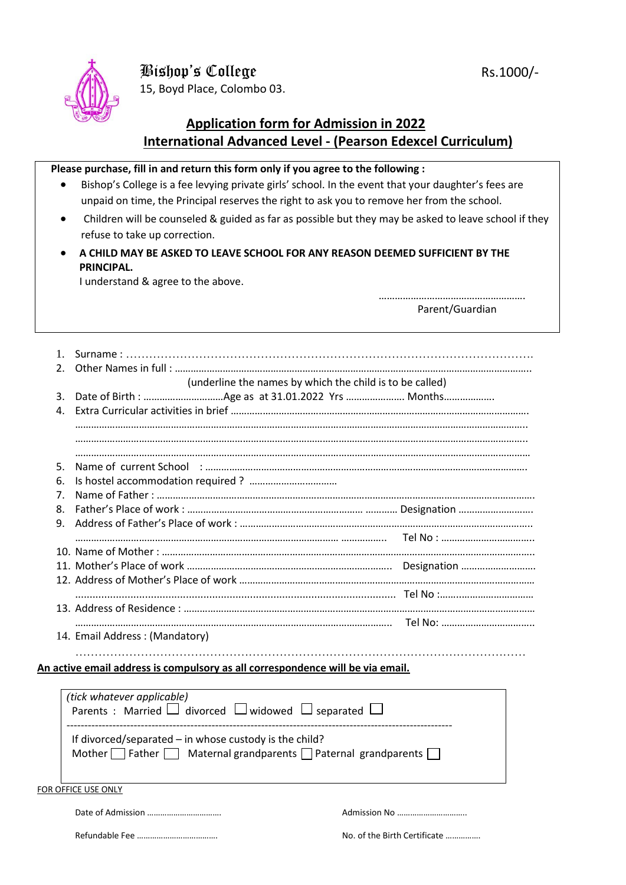# Bishop's College

15, Boyd Place, Colombo 03.

Rs.1000/-

## Application form for Admission in 2022
## International Advanced Level - (Pearson Edexcel Curriculum)

**Please purchase, fill in and return this form only if you agree to the following :**

- Bishop's College is a fee levying private girls' school. In the event that your daughter's fees are unpaid on time, the Principal reserves the right to ask you to remove her from the school.
- Children will be counseled & guided as far as possible but they may be asked to leave school if they refuse to take up correction.
- **A CHILD MAY BE ASKED TO LEAVE SCHOOL FOR ANY REASON DEEMED SUFFICIENT BY THE PRINCIPAL.**

  I understand & agree to the above.

………………………………………………

Parent/Guardian

1. Surname : ……………………………………………………………………………………………
2. Other Names in full : ……………………………………………………………………………………………
   (underline the names by which the child is to be called)
3. Date of Birth : …………………………Age as at 31.01.2022 Yrs …………………. Months……………….
4. Extra Curricular activities in brief ……………………………………………………………………………………………
   ……………………………………………………………………………………………
   ……………………………………………………………………………………………
   ……………………………………………………………………………………………
5. Name of current School : ……………………………………………………………………………………………
6. Is hostel accommodation required ? ……………………………
7. Name of Father : ……………………………………………………………………………………………
8. Father's Place of work : ………………………………………………………… ………… Designation ……………………….
9. Address of Father's Place of work : ……………………………………………………………………………………………
   …………………………………………………………………………………… ……………. Tel No : …………………………….
10. Name of Mother : ……………………………………………………………………………………………
11. Mother's Place of work ………………………………………………………………… Designation ……………………….
12. Address of Mother's Place of work ……………………………………………………………………………………………
    …………………………………………………………………………………………… Tel No :…………………………….
13. Address of Residence : ……………………………………………………………………………………………
    …………………………………………………………………………………………… Tel No: …………………………….
14. Email Address : (Mandatory)
    ……………………………………………………………………………………………

**An active email address is compulsory as all correspondence will be via email.**

*(tick whatever applicable)*

Parents : Married ☐ divorced ☐ widowed ☐ separated ☐

---

If divorced/separated – in whose custody is the child?

Mother ☐ Father ☐ Maternal grandparents ☐ Paternal grandparents ☐

FOR OFFICE USE ONLY

Date of Admission …………………………… Admission No ……………………………

Refundable Fee ………………………………. No. of the Birth Certificate ……………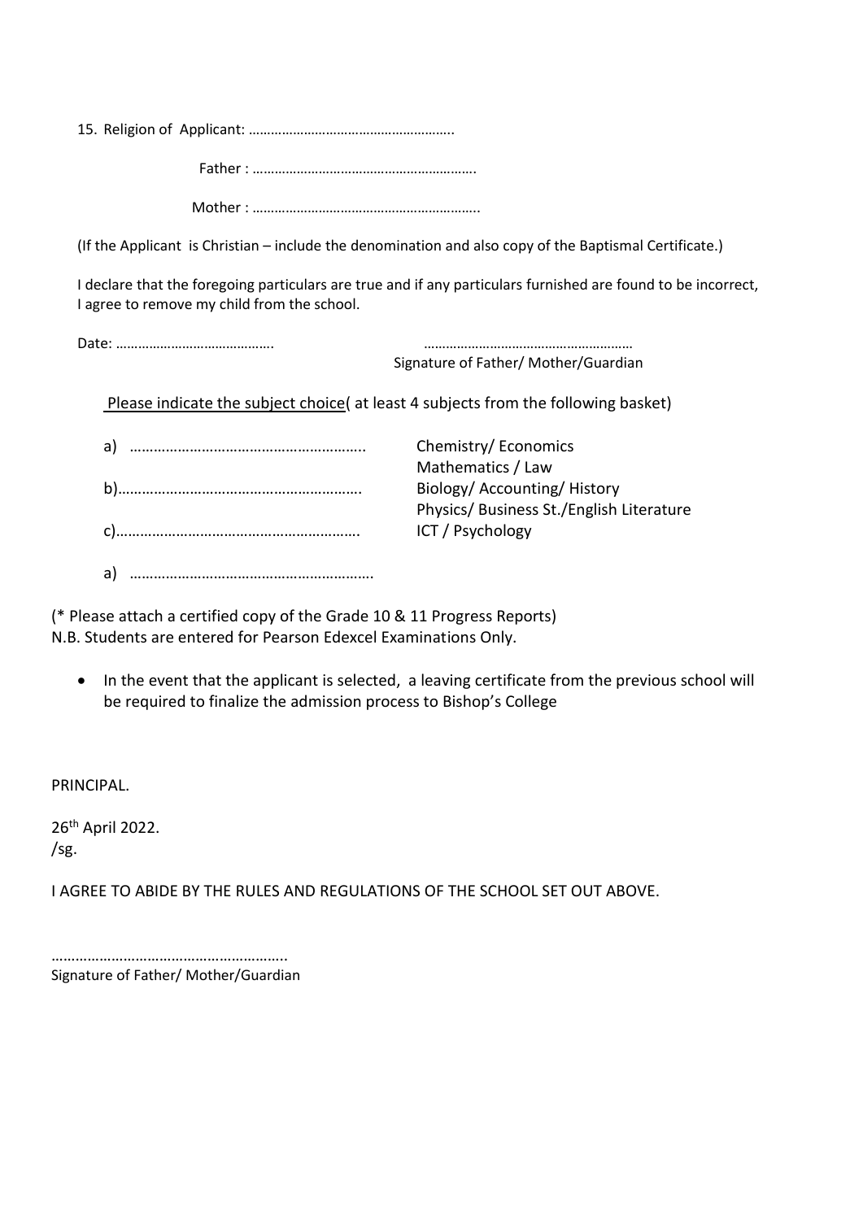15. Religion of Applicant: ………………………………………………..

Father : …………………………………………………….

Mother : ……………………………………………………..

(If the Applicant is Christian – include the denomination and also copy of the Baptismal Certificate.)

I declare that the foregoing particulars are true and if any particulars furnished are found to be incorrect, I agree to remove my child from the school.

Date: ……………………………………. ………………………………………………

Signature of Father/ Mother/Guardian

Please indicate the subject choice( at least 4 subjects from the following basket)

a) …………………………………………………..

b)…………………………………………………….

c)…………………………………………………….

a) …………………………………………………….

Chemistry/ Economics
Mathematics / Law
Biology/ Accounting/ History
Physics/ Business St./English Literature
ICT / Psychology

(* Please attach a certified copy of the Grade 10 & 11 Progress Reports)
N.B. Students are entered for Pearson Edexcel Examinations Only.

- In the event that the applicant is selected, a leaving certificate from the previous school will be required to finalize the admission process to Bishop's College

PRINCIPAL.

26th April 2022.
/sg.

I AGREE TO ABIDE BY THE RULES AND REGULATIONS OF THE SCHOOL SET OUT ABOVE.

…………………………………………………..
Signature of Father/ Mother/Guardian